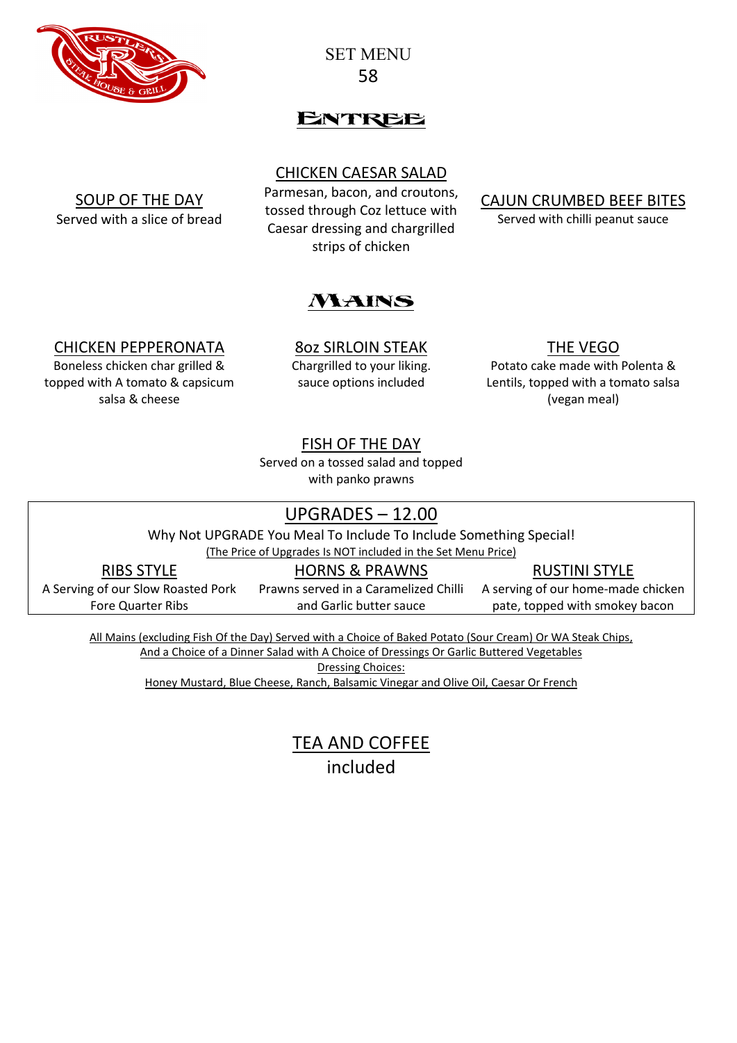# SET MENU
58

## ENTREE

### SOUP OF THE DAY
Served with a slice of bread

### CHICKEN CAESAR SALAD
Parmesan, bacon, and croutons, tossed through Coz lettuce with Caesar dressing and chargrilled strips of chicken

### CAJUN CRUMBED BEEF BITES
Served with chilli peanut sauce

## MAINS

### CHICKEN PEPPERONATA
Boneless chicken char grilled & topped with A tomato & capsicum salsa & cheese

### 8oz SIRLOIN STEAK
Chargrilled to your liking. sauce options included

### THE VEGO
Potato cake made with Polenta & Lentils, topped with a tomato salsa (vegan meal)

### FISH OF THE DAY
Served on a tossed salad and topped with panko prawns

## UPGRADES – 12.00

Why Not UPGRADE You Meal To Include To Include Something Special!

(The Price of Upgrades Is NOT included in the Set Menu Price)

### RIBS STYLE
A Serving of our Slow Roasted Pork Fore Quarter Ribs

### HORNS & PRAWNS
Prawns served in a Caramelized Chilli and Garlic butter sauce

### RUSTINI STYLE
A serving of our home-made chicken pate, topped with smokey bacon

All Mains (excluding Fish Of the Day) Served with a Choice of Baked Potato (Sour Cream) Or WA Steak Chips, And a Choice of a Dinner Salad with A Choice of Dressings Or Garlic Buttered Vegetables

Dressing Choices:
Honey Mustard, Blue Cheese, Ranch, Balsamic Vinegar and Olive Oil, Caesar Or French

## TEA AND COFFEE
included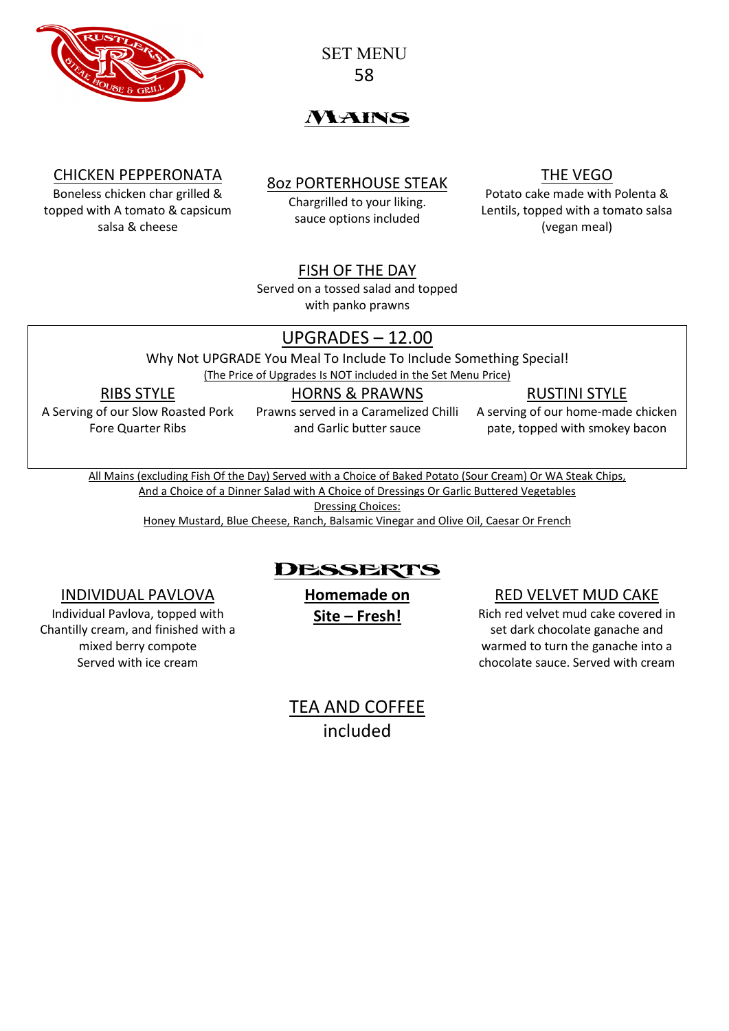# SET MENU
# 58

## MAINS

### CHICKEN PEPPERONATA

Boneless chicken char grilled & topped with A tomato & capsicum salsa & cheese

### 8oz PORTERHOUSE STEAK

Chargrilled to your liking. sauce options included

### THE VEGO

Potato cake made with Polenta & Lentils, topped with a tomato salsa (vegan meal)

### FISH OF THE DAY

Served on a tossed salad and topped with panko prawns

### UPGRADES – 12.00

Why Not UPGRADE You Meal To Include To Include Something Special!

(The Price of Upgrades Is NOT included in the Set Menu Price)

#### RIBS STYLE

A Serving of our Slow Roasted Pork Fore Quarter Ribs

#### HORNS & PRAWNS

Prawns served in a Caramelized Chilli and Garlic butter sauce

#### RUSTINI STYLE

A serving of our home-made chicken pate, topped with smokey bacon

All Mains (excluding Fish Of the Day) Served with a Choice of Baked Potato (Sour Cream) Or WA Steak Chips, And a Choice of a Dinner Salad with A Choice of Dressings Or Garlic Buttered Vegetables

Dressing Choices:

Honey Mustard, Blue Cheese, Ranch, Balsamic Vinegar and Olive Oil, Caesar Or French

## DESSERTS

**Homemade on Site – Fresh!**

### INDIVIDUAL PAVLOVA

Individual Pavlova, topped with Chantilly cream, and finished with a mixed berry compote

Served with ice cream

### RED VELVET MUD CAKE

Rich red velvet mud cake covered in set dark chocolate ganache and warmed to turn the ganache into a chocolate sauce. Served with cream

### TEA AND COFFEE

included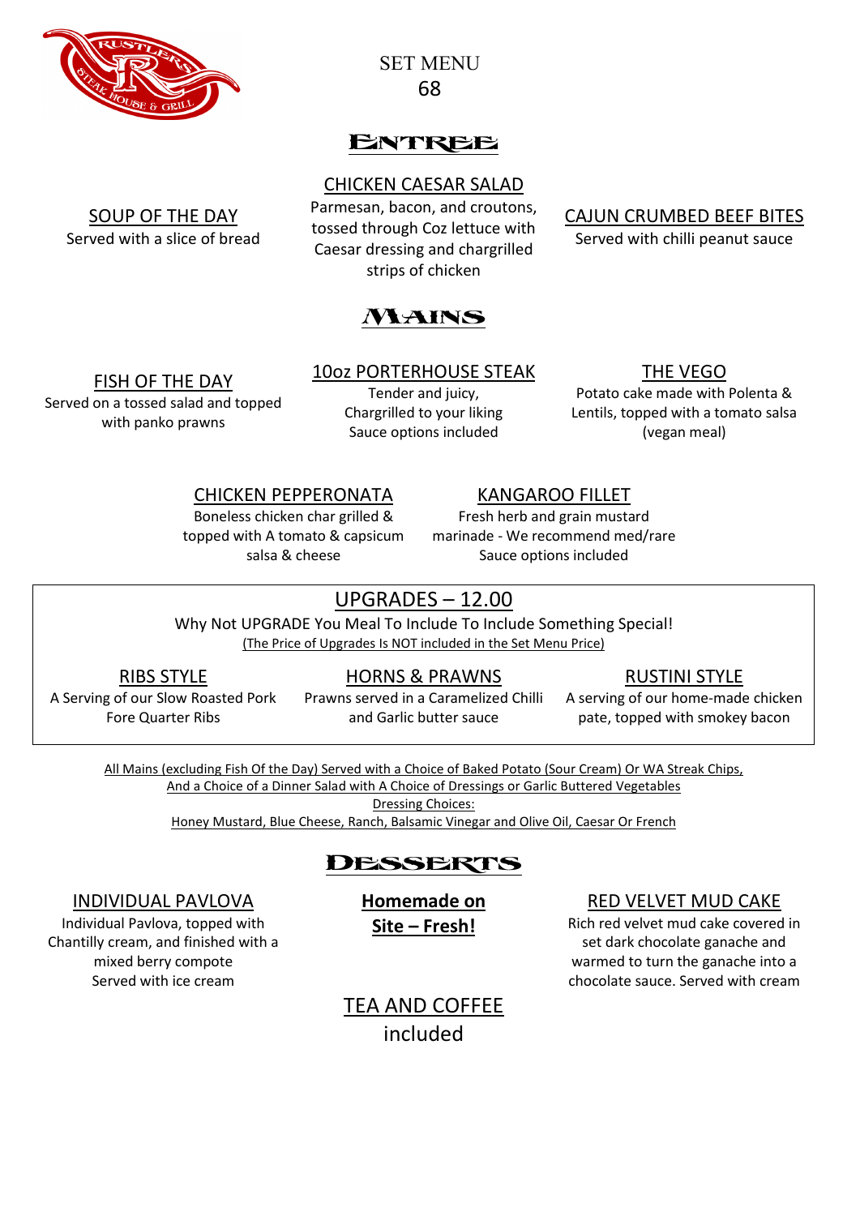# SET MENU
68

## ENTREE

### SOUP OF THE DAY
Served with a slice of bread

### CHICKEN CAESAR SALAD
Parmesan, bacon, and croutons, tossed through Coz lettuce with Caesar dressing and chargrilled strips of chicken

### CAJUN CRUMBED BEEF BITES
Served with chilli peanut sauce

## MAINS

### FISH OF THE DAY
Served on a tossed salad and topped with panko prawns

### 10oz PORTERHOUSE STEAK
Tender and juicy,
Chargrilled to your liking
Sauce options included

### THE VEGO
Potato cake made with Polenta & Lentils, topped with a tomato salsa (vegan meal)

### CHICKEN PEPPERONATA
Boneless chicken char grilled & topped with A tomato & capsicum salsa & cheese

### KANGAROO FILLET
Fresh herb and grain mustard marinade - We recommend med/rare
Sauce options included

## UPGRADES – 12.00

Why Not UPGRADE You Meal To Include To Include Something Special!
(The Price of Upgrades Is NOT included in the Set Menu Price)

### RIBS STYLE
A Serving of our Slow Roasted Pork Fore Quarter Ribs

### HORNS & PRAWNS
Prawns served in a Caramelized Chilli and Garlic butter sauce

### RUSTINI STYLE
A serving of our home-made chicken pate, topped with smokey bacon

All Mains (excluding Fish Of the Day) Served with a Choice of Baked Potato (Sour Cream) Or WA Streak Chips,
And a Choice of a Dinner Salad with A Choice of Dressings or Garlic Buttered Vegetables
Dressing Choices:
Honey Mustard, Blue Cheese, Ranch, Balsamic Vinegar and Olive Oil, Caesar Or French

## DESSERTS

**Homemade on Site – Fresh!**

### INDIVIDUAL PAVLOVA
Individual Pavlova, topped with Chantilly cream, and finished with a mixed berry compote
Served with ice cream

### RED VELVET MUD CAKE
Rich red velvet mud cake covered in set dark chocolate ganache and warmed to turn the ganache into a chocolate sauce. Served with cream

### TEA AND COFFEE
included